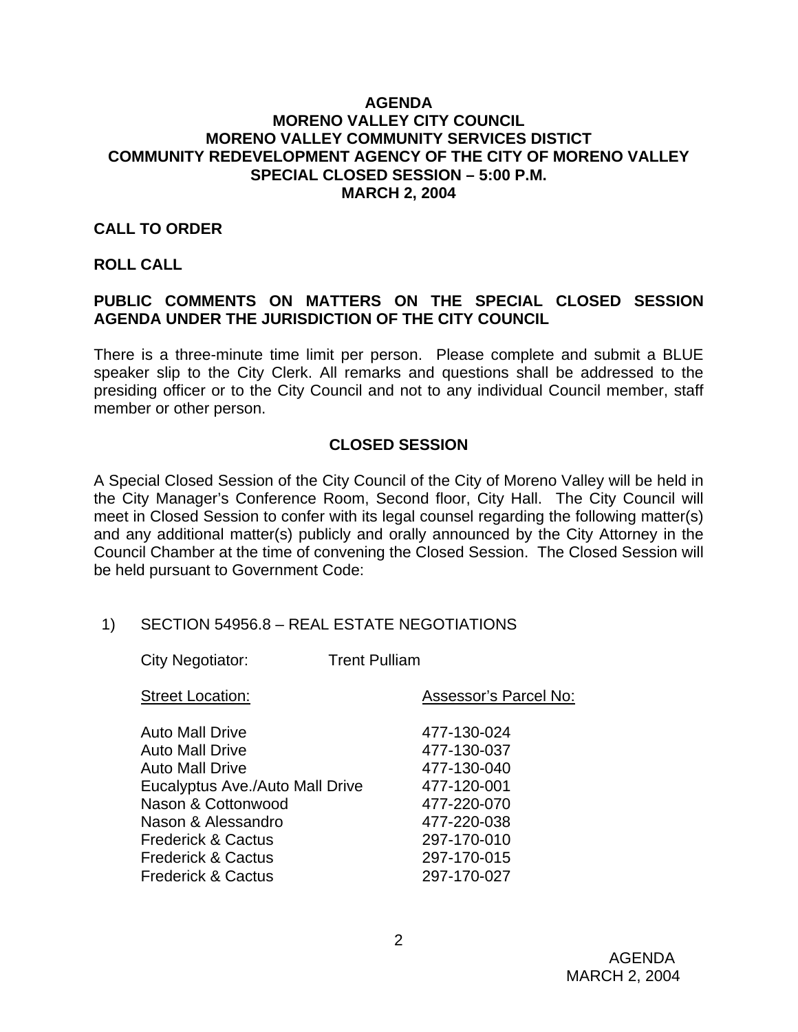**AGENDA**
**MORENO VALLEY CITY COUNCIL**
**MORENO VALLEY COMMUNITY SERVICES DISTICT**
**COMMUNITY REDEVELOPMENT AGENCY OF THE CITY OF MORENO VALLEY**
**SPECIAL CLOSED SESSION – 5:00 P.M.**
**MARCH 2, 2004**

**CALL TO ORDER**

**ROLL CALL**

**PUBLIC COMMENTS ON MATTERS ON THE SPECIAL CLOSED SESSION AGENDA UNDER THE JURISDICTION OF THE CITY COUNCIL**

There is a three-minute time limit per person. Please complete and submit a BLUE speaker slip to the City Clerk. All remarks and questions shall be addressed to the presiding officer or to the City Council and not to any individual Council member, staff member or other person.

**CLOSED SESSION**

A Special Closed Session of the City Council of the City of Moreno Valley will be held in the City Manager's Conference Room, Second floor, City Hall. The City Council will meet in Closed Session to confer with its legal counsel regarding the following matter(s) and any additional matter(s) publicly and orally announced by the City Attorney in the Council Chamber at the time of convening the Closed Session. The Closed Session will be held pursuant to Government Code:

1) SECTION 54956.8 – REAL ESTATE NEGOTIATIONS

City Negotiator: Trent Pulliam

| Street Location: | Assessor's Parcel No: |
|---|---|
| Auto Mall Drive | 477-130-024 |
| Auto Mall Drive | 477-130-037 |
| Auto Mall Drive | 477-130-040 |
| Eucalyptus Ave./Auto Mall Drive | 477-120-001 |
| Nason & Cottonwood | 477-220-070 |
| Nason & Alessandro | 477-220-038 |
| Frederick & Cactus | 297-170-010 |
| Frederick & Cactus | 297-170-015 |
| Frederick & Cactus | 297-170-027 |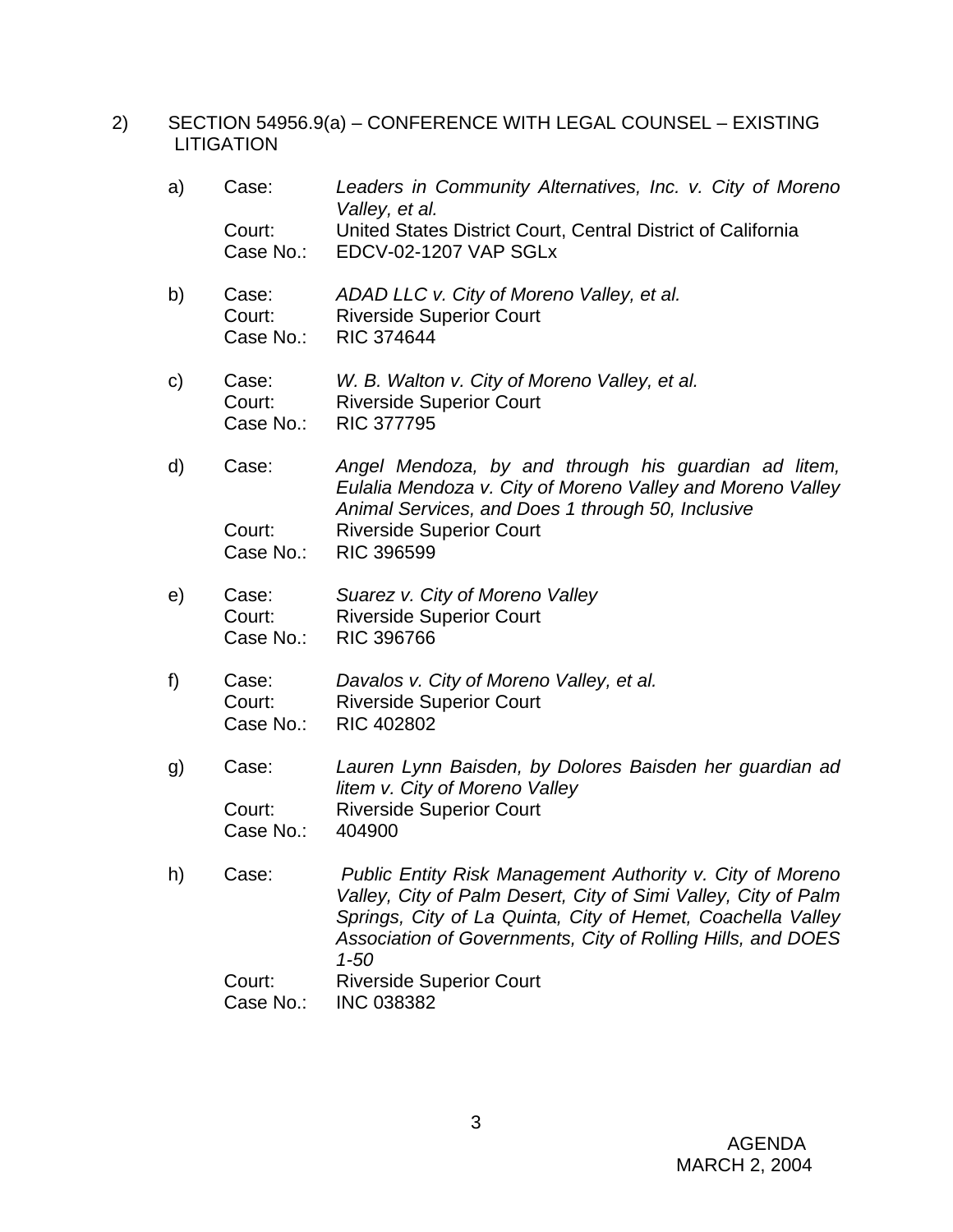2) SECTION 54956.9(a) – CONFERENCE WITH LEGAL COUNSEL – EXISTING LITIGATION

a) Case: *Leaders in Community Alternatives, Inc. v. City of Moreno Valley, et al.*
   Court: United States District Court, Central District of California
   Case No.: EDCV-02-1207 VAP SGLx

b) Case: *ADAD LLC v. City of Moreno Valley, et al.*
   Court: Riverside Superior Court
   Case No.: RIC 374644

c) Case: *W. B. Walton v. City of Moreno Valley, et al.*
   Court: Riverside Superior Court
   Case No.: RIC 377795

d) Case: *Angel Mendoza, by and through his guardian ad litem, Eulalia Mendoza v. City of Moreno Valley and Moreno Valley Animal Services, and Does 1 through 50, Inclusive*
   Court: Riverside Superior Court
   Case No.: RIC 396599

e) Case: *Suarez v. City of Moreno Valley*
   Court: Riverside Superior Court
   Case No.: RIC 396766

f) Case: *Davalos v. City of Moreno Valley, et al.*
   Court: Riverside Superior Court
   Case No.: RIC 402802

g) Case: *Lauren Lynn Baisden, by Dolores Baisden her guardian ad litem v. City of Moreno Valley*
   Court: Riverside Superior Court
   Case No.: 404900

h) Case: *Public Entity Risk Management Authority v. City of Moreno Valley, City of Palm Desert, City of Simi Valley, City of Palm Springs, City of La Quinta, City of Hemet, Coachella Valley Association of Governments, City of Rolling Hills, and DOES 1-50*
   Court: Riverside Superior Court
   Case No.: INC 038382

AGENDA
MARCH 2, 2004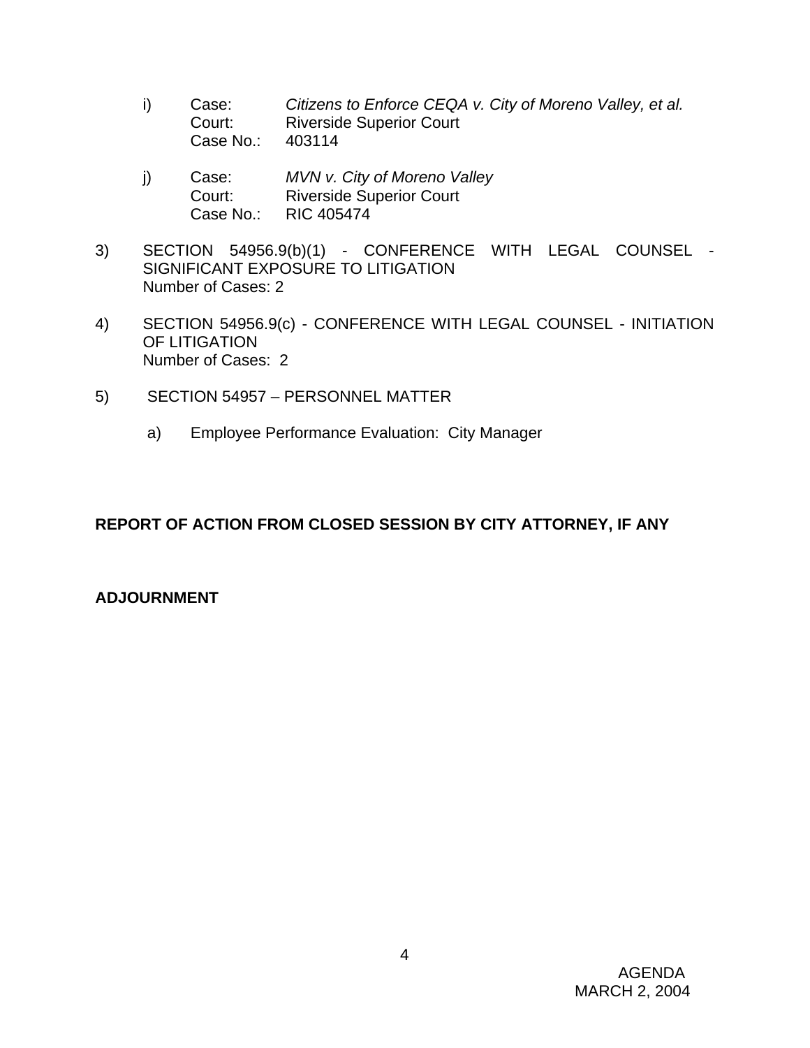i) Case: *Citizens to Enforce CEQA v. City of Moreno Valley, et al.*
   Court: Riverside Superior Court
   Case No.: 403114

j) Case: *MVN v. City of Moreno Valley*
   Court: Riverside Superior Court
   Case No.: RIC 405474

3) SECTION 54956.9(b)(1) - CONFERENCE WITH LEGAL COUNSEL - SIGNIFICANT EXPOSURE TO LITIGATION
   Number of Cases: 2

4) SECTION 54956.9(c) - CONFERENCE WITH LEGAL COUNSEL - INITIATION OF LITIGATION
   Number of Cases: 2

5) SECTION 54957 – PERSONNEL MATTER

   a) Employee Performance Evaluation: City Manager

**REPORT OF ACTION FROM CLOSED SESSION BY CITY ATTORNEY, IF ANY**

**ADJOURNMENT**